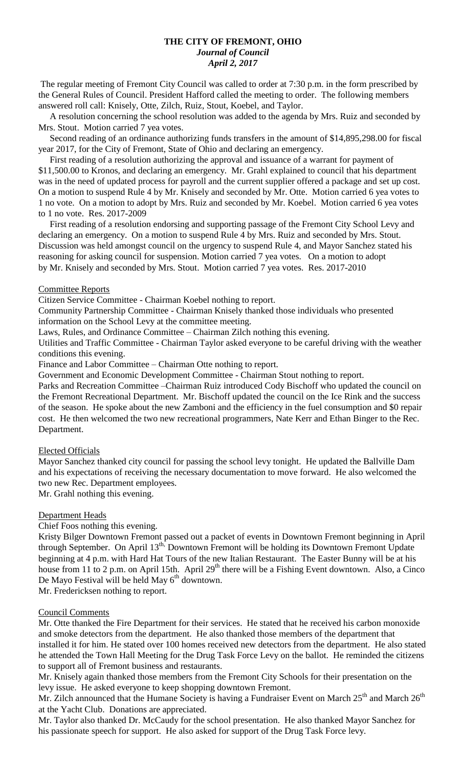# THE CITY OF FREMONT, OHIO

***Journal of Council***

***April 2, 2017***

The regular meeting of Fremont City Council was called to order at 7:30 p.m. in the form prescribed by the General Rules of Council. President Hafford called the meeting to order. The following members answered roll call: Knisely, Otte, Zilch, Ruiz, Stout, Koebel, and Taylor.

A resolution concerning the school resolution was added to the agenda by Mrs. Ruiz and seconded by Mrs. Stout. Motion carried 7 yea votes.

Second reading of an ordinance authorizing funds transfers in the amount of $14,895,298.00 for fiscal year 2017, for the City of Fremont, State of Ohio and declaring an emergency.

First reading of a resolution authorizing the approval and issuance of a warrant for payment of $11,500.00 to Kronos, and declaring an emergency. Mr. Grahl explained to council that his department was in the need of updated process for payroll and the current supplier offered a package and set up cost. On a motion to suspend Rule 4 by Mr. Knisely and seconded by Mr. Otte. Motion carried 6 yea votes to 1 no vote. On a motion to adopt by Mrs. Ruiz and seconded by Mr. Koebel. Motion carried 6 yea votes to 1 no vote. Res. 2017-2009

First reading of a resolution endorsing and supporting passage of the Fremont City School Levy and declaring an emergency. On a motion to suspend Rule 4 by Mrs. Ruiz and seconded by Mrs. Stout. Discussion was held amongst council on the urgency to suspend Rule 4, and Mayor Sanchez stated his reasoning for asking council for suspension. Motion carried 7 yea votes. On a motion to adopt by Mr. Knisely and seconded by Mrs. Stout. Motion carried 7 yea votes. Res. 2017-2010

## Committee Reports

Citizen Service Committee - Chairman Koebel nothing to report.

Community Partnership Committee - Chairman Knisely thanked those individuals who presented information on the School Levy at the committee meeting.

Laws, Rules, and Ordinance Committee – Chairman Zilch nothing this evening.

Utilities and Traffic Committee - Chairman Taylor asked everyone to be careful driving with the weather conditions this evening.

Finance and Labor Committee – Chairman Otte nothing to report.

Government and Economic Development Committee - Chairman Stout nothing to report.

Parks and Recreation Committee –Chairman Ruiz introduced Cody Bischoff who updated the council on the Fremont Recreational Department. Mr. Bischoff updated the council on the Ice Rink and the success of the season. He spoke about the new Zamboni and the efficiency in the fuel consumption and $0 repair cost. He then welcomed the two new recreational programmers, Nate Kerr and Ethan Binger to the Rec. Department.

## Elected Officials

Mayor Sanchez thanked city council for passing the school levy tonight. He updated the Ballville Dam and his expectations of receiving the necessary documentation to move forward. He also welcomed the two new Rec. Department employees.

Mr. Grahl nothing this evening.

## Department Heads

Chief Foos nothing this evening.

Kristy Bilger Downtown Fremont passed out a packet of events in Downtown Fremont beginning in April through September. On April 13th, Downtown Fremont will be holding its Downtown Fremont Update beginning at 4 p.m. with Hard Hat Tours of the new Italian Restaurant. The Easter Bunny will be at his house from 11 to 2 p.m. on April 15th. April 29th there will be a Fishing Event downtown. Also, a Cinco De Mayo Festival will be held May 6th downtown.

Mr. Fredericksen nothing to report.

## Council Comments

Mr. Otte thanked the Fire Department for their services. He stated that he received his carbon monoxide and smoke detectors from the department. He also thanked those members of the department that installed it for him. He stated over 100 homes received new detectors from the department. He also stated he attended the Town Hall Meeting for the Drug Task Force Levy on the ballot. He reminded the citizens to support all of Fremont business and restaurants.

Mr. Knisely again thanked those members from the Fremont City Schools for their presentation on the levy issue. He asked everyone to keep shopping downtown Fremont.

Mr. Zilch announced that the Humane Society is having a Fundraiser Event on March 25th and March 26th at the Yacht Club. Donations are appreciated.

Mr. Taylor also thanked Dr. McCaudy for the school presentation. He also thanked Mayor Sanchez for his passionate speech for support. He also asked for support of the Drug Task Force levy.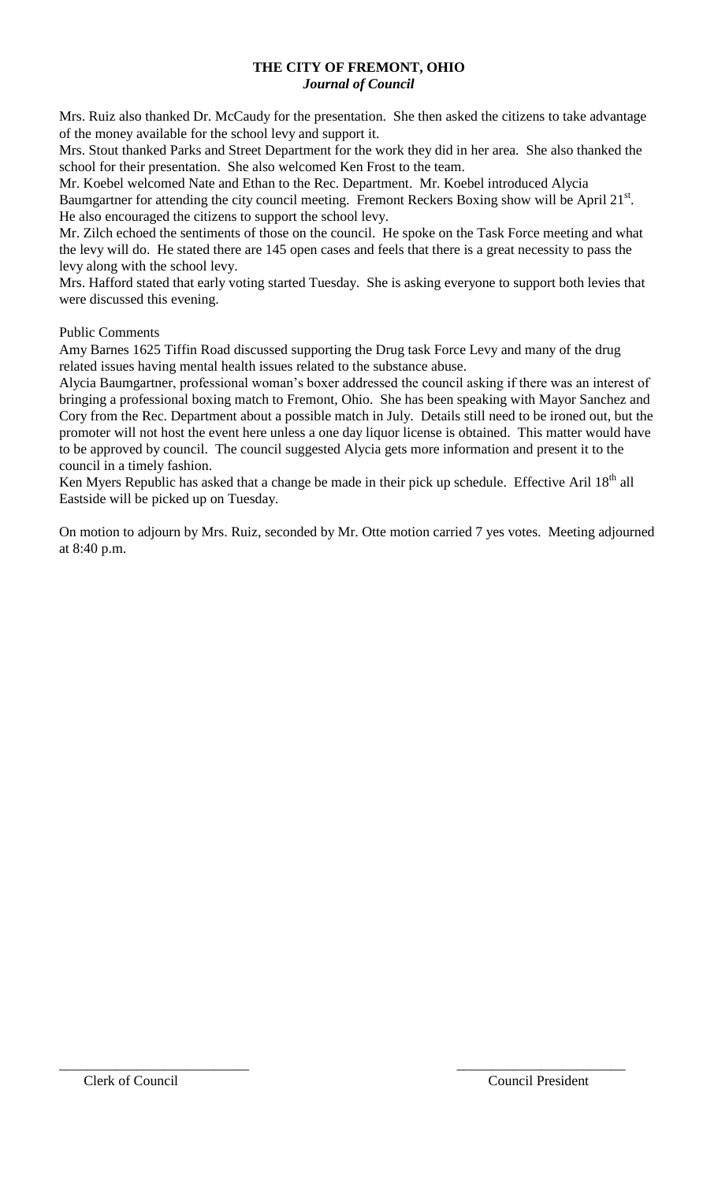Mrs. Ruiz also thanked Dr. McCaudy for the presentation. She then asked the citizens to take advantage of the money available for the school levy and support it.

Mrs. Stout thanked Parks and Street Department for the work they did in her area. She also thanked the school for their presentation. She also welcomed Ken Frost to the team.

Mr. Koebel welcomed Nate and Ethan to the Rec. Department. Mr. Koebel introduced Alycia Baumgartner for attending the city council meeting. Fremont Reckers Boxing show will be April 21st. He also encouraged the citizens to support the school levy.

Mr. Zilch echoed the sentiments of those on the council. He spoke on the Task Force meeting and what the levy will do. He stated there are 145 open cases and feels that there is a great necessity to pass the levy along with the school levy.

Mrs. Hafford stated that early voting started Tuesday. She is asking everyone to support both levies that were discussed this evening.

Public Comments

Amy Barnes 1625 Tiffin Road discussed supporting the Drug task Force Levy and many of the drug related issues having mental health issues related to the substance abuse.

Alycia Baumgartner, professional woman's boxer addressed the council asking if there was an interest of bringing a professional boxing match to Fremont, Ohio. She has been speaking with Mayor Sanchez and Cory from the Rec. Department about a possible match in July. Details still need to be ironed out, but the promoter will not host the event here unless a one day liquor license is obtained. This matter would have to be approved by council. The council suggested Alycia gets more information and present it to the council in a timely fashion.

Ken Myers Republic has asked that a change be made in their pick up schedule. Effective Aril 18th all Eastside will be picked up on Tuesday.

On motion to adjourn by Mrs. Ruiz, seconded by Mr. Otte motion carried 7 yes votes. Meeting adjourned at 8:40 p.m.

\_\_\_\_\_\_\_\_\_\_\_\_\_\_\_\_\_\_\_\_\_\_\_\_\_\_\_
Clerk of Council

\_\_\_\_\_\_\_\_\_\_\_\_\_\_\_\_\_\_\_\_\_\_\_\_\_\_\_
Council President